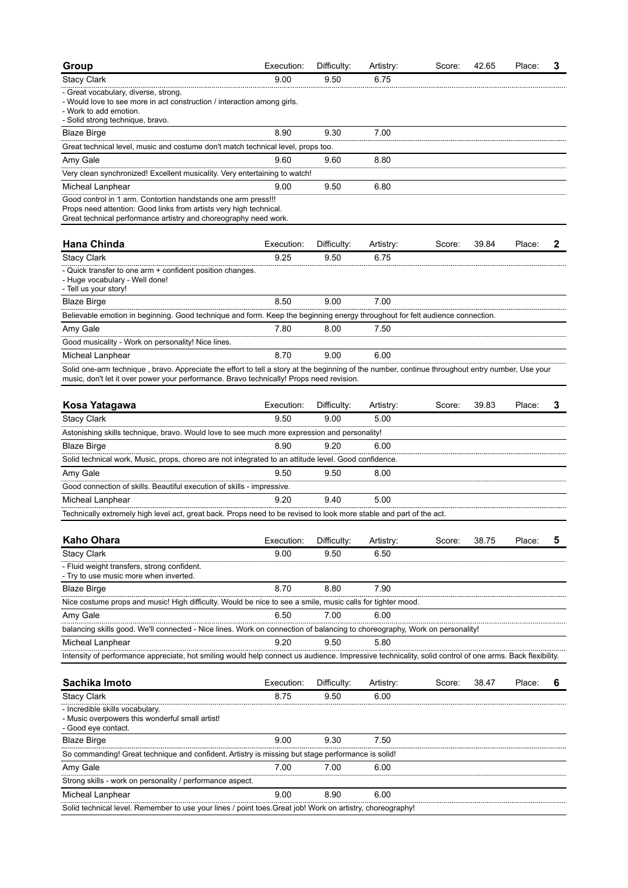## Group

| Group | Execution: | Difficulty: | Artistry: | Score: 42.65 | Place: 3 |
|---|---|---|---|---|---|
| Stacy Clark | 9.00 | 9.50 | 6.75 | | |

- Great vocabulary, diverse, strong.
- Would love to see more in act construction / interaction among girls.
- Work to add emotion.
- Solid strong technique, bravo.

| Judge | Execution: | Difficulty: | Artistry: |
|---|---|---|---|
| Blaze Birge | 8.90 | 9.30 | 7.00 |

Great technical level, music and costume don't match technical level, props too.

| Judge | Execution: | Difficulty: | Artistry: |
|---|---|---|---|
| Amy Gale | 9.60 | 9.60 | 8.80 |

Very clean synchronized! Excellent musicality. Very entertaining to watch!

| Judge | Execution: | Difficulty: | Artistry: |
|---|---|---|---|
| Micheal Lanphear | 9.00 | 9.50 | 6.80 |

Good control in 1 arm. Contortion handstands one arm press!!!
Props need attention: Good links from artists very high technical.
Great technical performance artistry and choreography need work.

## Hana Chinda

| Hana Chinda | Execution: | Difficulty: | Artistry: | Score: 39.84 | Place: 2 |
|---|---|---|---|---|---|
| Stacy Clark | 9.25 | 9.50 | 6.75 | | |

- Quick transfer to one arm + confident position changes.
- Huge vocabulary - Well done!
- Tell us your story!

| Judge | Execution: | Difficulty: | Artistry: |
|---|---|---|---|
| Blaze Birge | 8.50 | 9.00 | 7.00 |

Believable emotion in beginning. Good technique and form. Keep the beginning energy throughout for felt audience connection.

| Judge | Execution: | Difficulty: | Artistry: |
|---|---|---|---|
| Amy Gale | 7.80 | 8.00 | 7.50 |

Good musicality - Work on personality! Nice lines.

| Judge | Execution: | Difficulty: | Artistry: |
|---|---|---|---|
| Micheal Lanphear | 8.70 | 9.00 | 6.00 |

Solid one-arm technique , bravo. Appreciate the effort to tell a story at the beginning of the number, continue throughout entry number, Use your music, don't let it over power your performance. Bravo technically! Props need revision.

## Kosa Yatagawa

| Kosa Yatagawa | Execution: | Difficulty: | Artistry: | Score: 39.83 | Place: 3 |
|---|---|---|---|---|---|
| Stacy Clark | 9.50 | 9.00 | 5.00 | | |

Astonishing skills technique, bravo. Would love to see much more expression and personality!

| Judge | Execution: | Difficulty: | Artistry: |
|---|---|---|---|
| Blaze Birge | 8.90 | 9.20 | 6.00 |

Solid technical work, Music, props, choreo are not integrated to an attitude level. Good confidence.

| Judge | Execution: | Difficulty: | Artistry: |
|---|---|---|---|
| Amy Gale | 9.50 | 9.50 | 8.00 |

Good connection of skills. Beautiful execution of skills - impressive.

| Judge | Execution: | Difficulty: | Artistry: |
|---|---|---|---|
| Micheal Lanphear | 9.20 | 9.40 | 5.00 |

Technically extremely high level act, great back. Props need to be revised to look more stable and part of the act.

## Kaho Ohara

| Kaho Ohara | Execution: | Difficulty: | Artistry: | Score: 38.75 | Place: 5 |
|---|---|---|---|---|---|
| Stacy Clark | 9.00 | 9.50 | 6.50 | | |

- Fluid weight transfers, strong confident.
- Try to use music more when inverted.

| Judge | Execution: | Difficulty: | Artistry: |
|---|---|---|---|
| Blaze Birge | 8.70 | 8.80 | 7.90 |

Nice costume props and music! High difficulty. Would be nice to see a smile, music calls for tighter mood.

| Judge | Execution: | Difficulty: | Artistry: |
|---|---|---|---|
| Amy Gale | 6.50 | 7.00 | 6.00 |

balancing skills good. We'll connected - Nice lines. Work on connection of balancing to choreography, Work on personality!

| Judge | Execution: | Difficulty: | Artistry: |
|---|---|---|---|
| Micheal Lanphear | 9.20 | 9.50 | 5.80 |

Intensity of performance appreciate, hot smiling would help connect us audience. Impressive technicality, solid control of one arms. Back flexibility.

## Sachika Imoto

| Sachika Imoto | Execution: | Difficulty: | Artistry: | Score: 38.47 | Place: 6 |
|---|---|---|---|---|---|
| Stacy Clark | 8.75 | 9.50 | 6.00 | | |

- Incredible skills vocabulary.
- Music overpowers this wonderful small artist!
- Good eye contact.

| Judge | Execution: | Difficulty: | Artistry: |
|---|---|---|---|
| Blaze Birge | 9.00 | 9.30 | 7.50 |

So commanding! Great technique and confident. Artistry is missing but stage performance is solid!

| Judge | Execution: | Difficulty: | Artistry: |
|---|---|---|---|
| Amy Gale | 7.00 | 7.00 | 6.00 |

Strong skills - work on personality / performance aspect.

| Judge | Execution: | Difficulty: | Artistry: |
|---|---|---|---|
| Micheal Lanphear | 9.00 | 8.90 | 6.00 |

Solid technical level. Remember to use your lines / point toes.Great job! Work on artistry, choreography!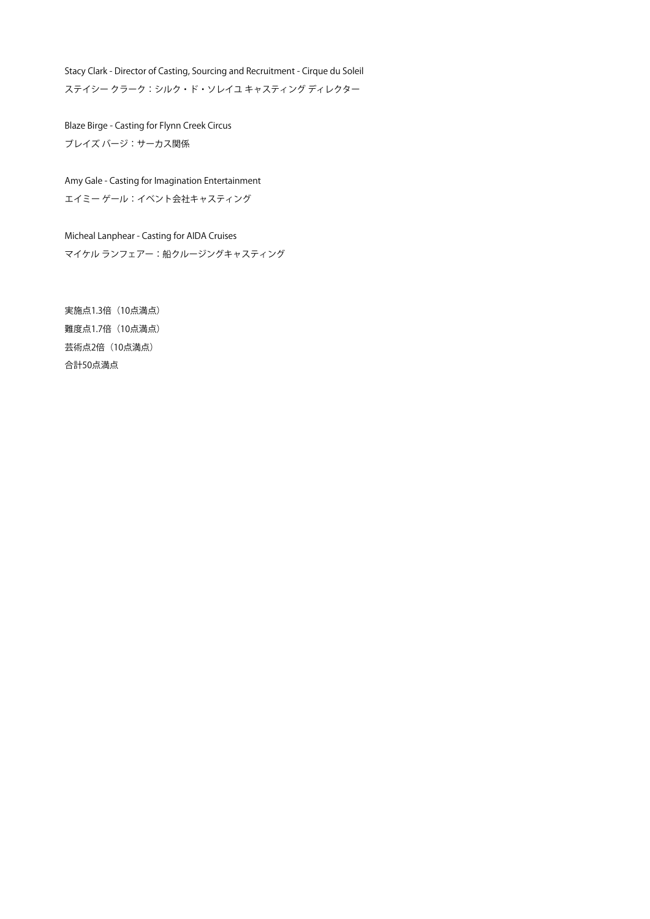Stacy Clark - Director of Casting, Sourcing and Recruitment - Cirque du Soleil

ステイシー クラーク：シルク・ド・ソレイユ キャスティング ディレクター

Blaze Birge - Casting for Flynn Creek Circus

ブレイズ バージ：サーカス関係

Amy Gale - Casting for Imagination Entertainment

エイミー ゲール：イベント会社キャスティング

Micheal Lanphear - Casting for AIDA Cruises

マイケル ランフェアー：船クルージングキャスティング

実施点1.3倍（10点満点）

難度点1.7倍（10点満点）

芸術点2倍（10点満点）

合計50点満点